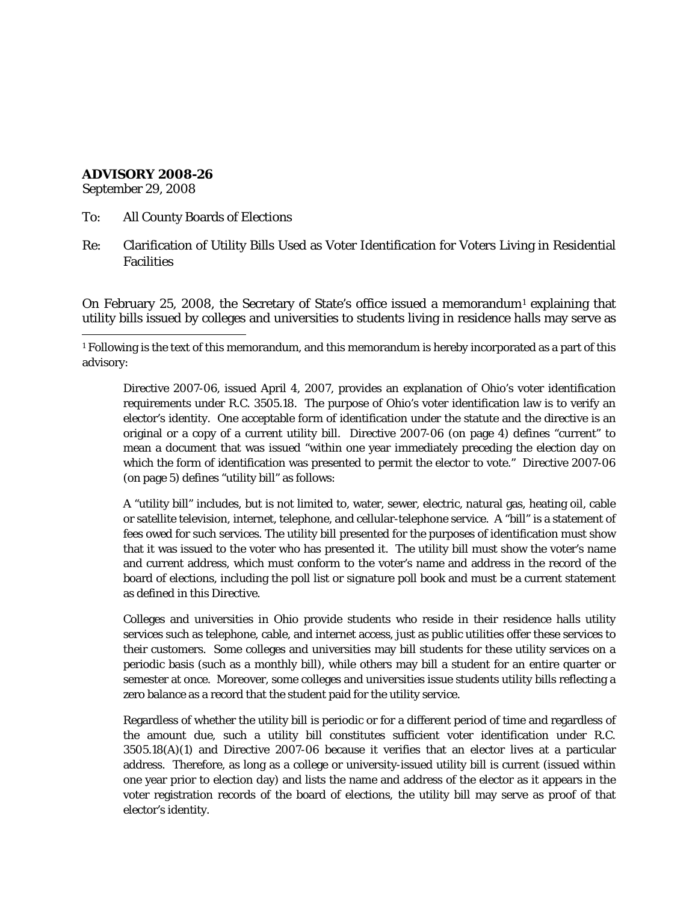**ADVISORY 2008-26**
September 29, 2008

To: All County Boards of Elections

Re: Clarification of Utility Bills Used as Voter Identification for Voters Living in Residential Facilities

On February 25, 2008, the Secretary of State's office issued a memorandum[1] explaining that utility bills issued by colleges and universities to students living in residence halls may serve as

---

[1] Following is the text of this memorandum, and this memorandum is hereby incorporated as a part of this advisory:

> Directive 2007-06, issued April 4, 2007, provides an explanation of Ohio's voter identification requirements under R.C. 3505.18. The purpose of Ohio's voter identification law is to verify an elector's identity. One acceptable form of identification under the statute and the directive is an original or a copy of a current utility bill. Directive 2007-06 (on page 4) defines "current" to mean a document that was issued "within one year immediately preceding the election day on which the form of identification was presented to permit the elector to vote." Directive 2007-06 (on page 5) defines "utility bill" as follows:
>
> A "utility bill" includes, but is not limited to, water, sewer, electric, natural gas, heating oil, cable or satellite television, internet, telephone, and cellular-telephone service. A "bill" is a statement of fees owed for such services. The utility bill presented for the purposes of identification must show that it was issued to the voter who has presented it. The utility bill must show the voter's name and current address, which must conform to the voter's name and address in the record of the board of elections, including the poll list or signature poll book and must be a current statement as defined in this Directive.
>
> Colleges and universities in Ohio provide students who reside in their residence halls utility services such as telephone, cable, and internet access, just as public utilities offer these services to their customers. Some colleges and universities may bill students for these utility services on a periodic basis (such as a monthly bill), while others may bill a student for an entire quarter or semester at once. Moreover, some colleges and universities issue students utility bills reflecting a zero balance as a record that the student paid for the utility service.
>
> Regardless of whether the utility bill is periodic or for a different period of time and regardless of the amount due, such a utility bill constitutes sufficient voter identification under R.C. 3505.18(A)(1) and Directive 2007-06 because it verifies that an elector lives at a particular address. Therefore, as long as a college or university-issued utility bill is current (issued within one year prior to election day) and lists the name and address of the elector as it appears in the voter registration records of the board of elections, the utility bill may serve as proof of that elector's identity.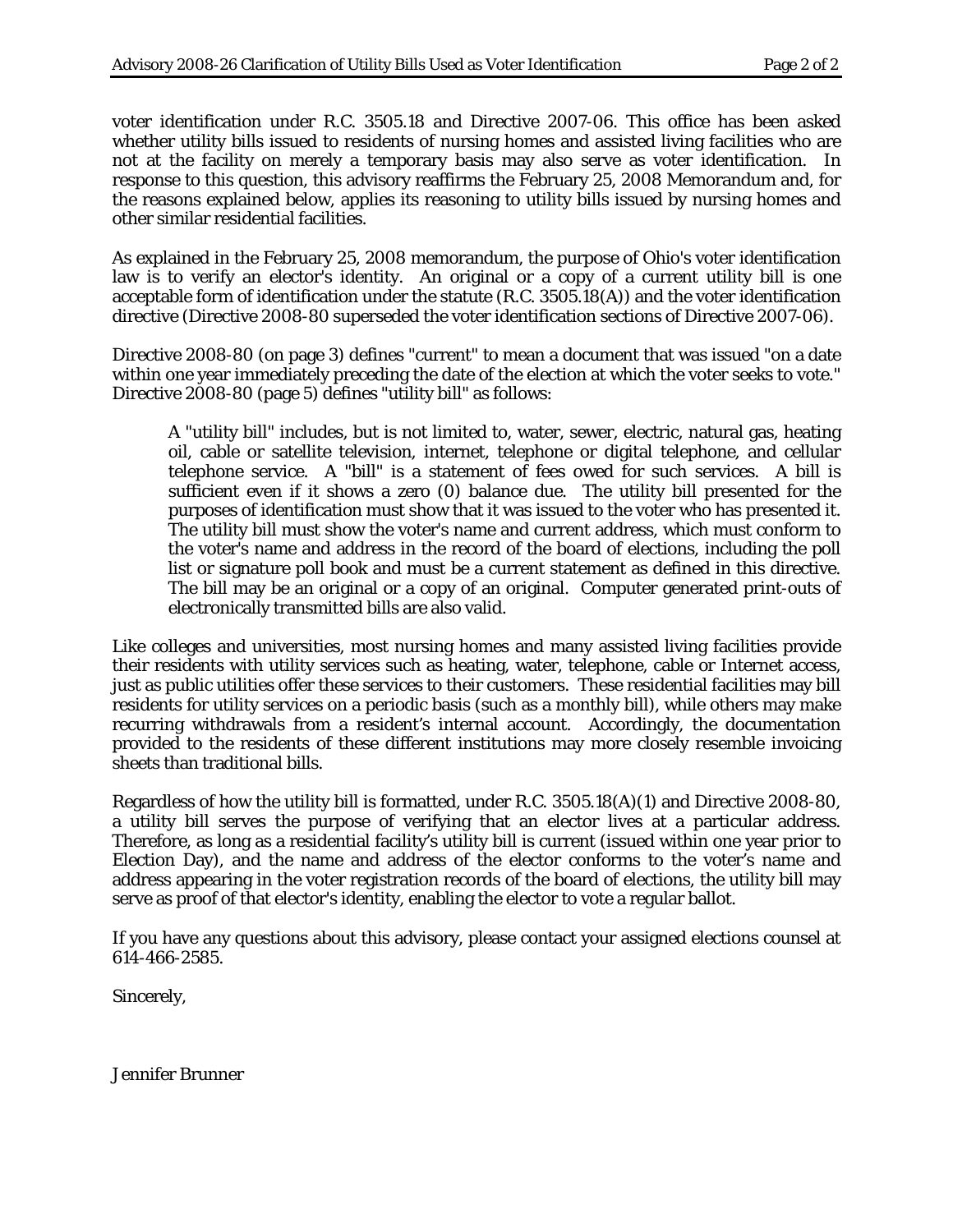voter identification under R.C. 3505.18 and Directive 2007-06. This office has been asked whether utility bills issued to residents of nursing homes and assisted living facilities who are not at the facility on merely a temporary basis may also serve as voter identification. In response to this question, this advisory reaffirms the February 25, 2008 Memorandum and, for the reasons explained below, applies its reasoning to utility bills issued by nursing homes and other similar residential facilities.

As explained in the February 25, 2008 memorandum, the purpose of Ohio's voter identification law is to verify an elector's identity. An original or a copy of a current utility bill is one acceptable form of identification under the statute (R.C. 3505.18(A)) and the voter identification directive (Directive 2008-80 superseded the voter identification sections of Directive 2007-06).

Directive 2008-80 (on page 3) defines "current" to mean a document that was issued "on a date within one year immediately preceding the date of the election at which the voter seeks to vote." Directive 2008-80 (page 5) defines "utility bill" as follows:

> A "utility bill" includes, but is not limited to, water, sewer, electric, natural gas, heating oil, cable or satellite television, internet, telephone or digital telephone, and cellular telephone service. A "bill" is a statement of fees owed for such services. A bill is sufficient even if it shows a zero (0) balance due. The utility bill presented for the purposes of identification must show that it was issued to the voter who has presented it. The utility bill must show the voter's name and current address, which must conform to the voter's name and address in the record of the board of elections, including the poll list or signature poll book and must be a current statement as defined in this directive. The bill may be an original or a copy of an original. Computer generated print-outs of electronically transmitted bills are also valid.

Like colleges and universities, most nursing homes and many assisted living facilities provide their residents with utility services such as heating, water, telephone, cable or Internet access, just as public utilities offer these services to their customers. These residential facilities may bill residents for utility services on a periodic basis (such as a monthly bill), while others may make recurring withdrawals from a resident's internal account. Accordingly, the documentation provided to the residents of these different institutions may more closely resemble invoicing sheets than traditional bills.

Regardless of how the utility bill is formatted, under R.C. 3505.18(A)(1) and Directive 2008-80, a utility bill serves the purpose of verifying that an elector lives at a particular address. Therefore, as long as a residential facility's utility bill is current (issued within one year prior to Election Day), and the name and address of the elector conforms to the voter's name and address appearing in the voter registration records of the board of elections, the utility bill may serve as proof of that elector's identity, enabling the elector to vote a regular ballot.

If you have any questions about this advisory, please contact your assigned elections counsel at 614-466-2585.

Sincerely,

Jennifer Brunner